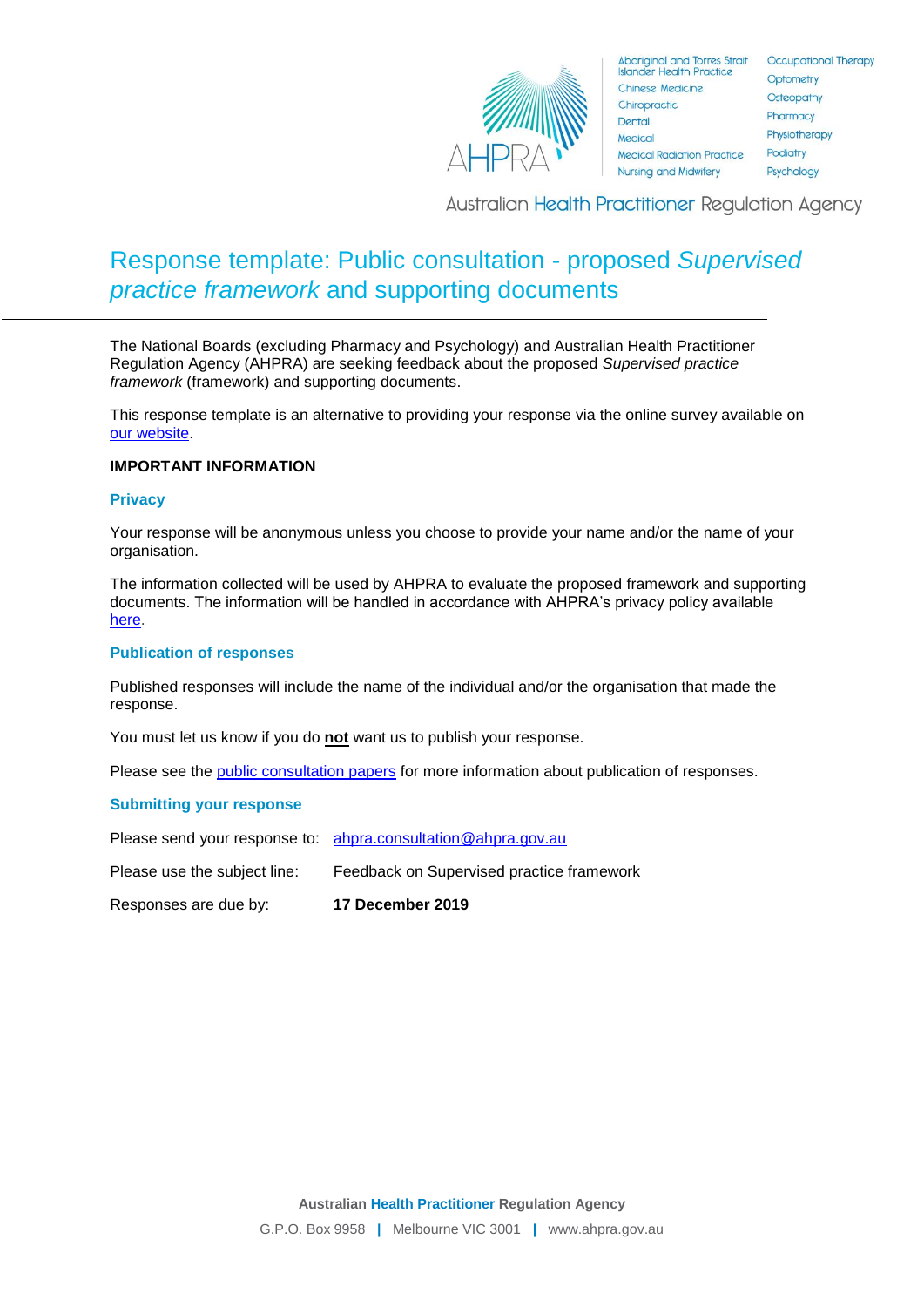Aboriginal and Torres Strait Islander Health Practice
Chinese Medicine
Chiropractic
Dental
Medical
Medical Radiation Practice
Nursing and Midwifery
Occupational Therapy
Optometry
Osteopathy
Pharmacy
Physiotherapy
Podiatry
Psychology

Australian Health Practitioner Regulation Agency

# Response template: Public consultation - proposed *Supervised practice framework* and supporting documents

The National Boards (excluding Pharmacy and Psychology) and Australian Health Practitioner Regulation Agency (AHPRA) are seeking feedback about the proposed *Supervised practice framework* (framework) and supporting documents.

This response template is an alternative to providing your response via the online survey available on [our website](our website).

**IMPORTANT INFORMATION**

### Privacy

Your response will be anonymous unless you choose to provide your name and/or the name of your organisation.

The information collected will be used by AHPRA to evaluate the proposed framework and supporting documents. The information will be handled in accordance with AHPRA's privacy policy available [here](here).

### Publication of responses

Published responses will include the name of the individual and/or the organisation that made the response.

You must let us know if you do **not** want us to publish your response.

Please see the [public consultation papers](public consultation papers) for more information about publication of responses.

### Submitting your response

| | |
|---|---|
| Please send your response to: | ahpra.consultation@ahpra.gov.au |
| Please use the subject line: | Feedback on Supervised practice framework |
| Responses are due by: | **17 December 2019** |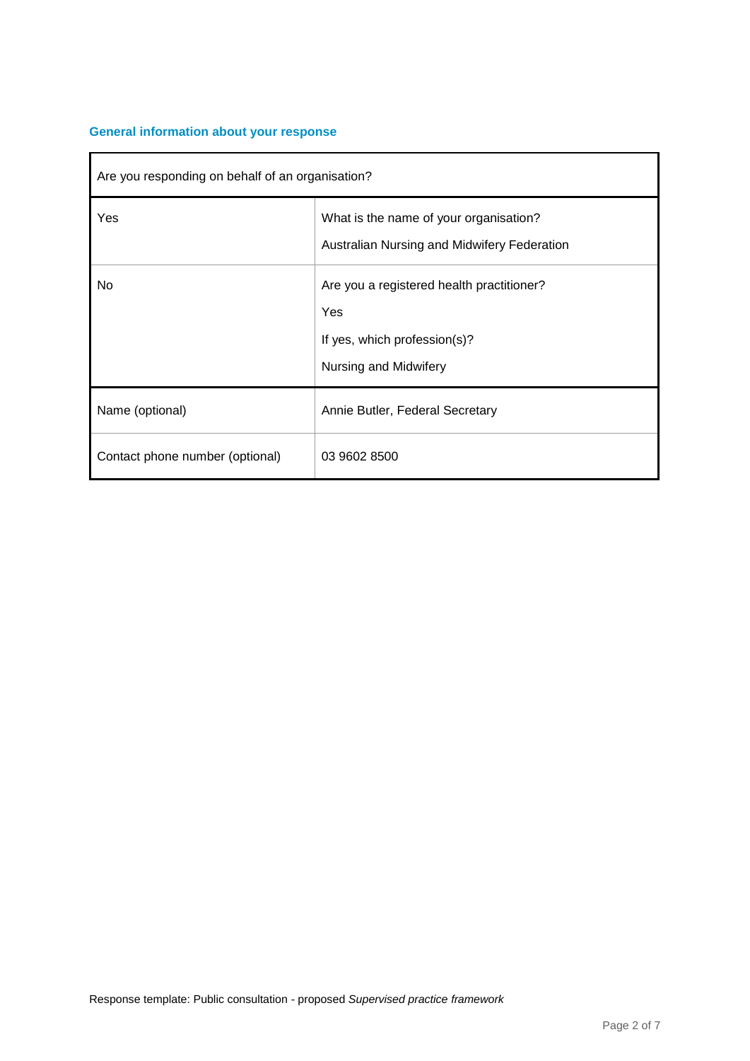### General information about your response

| Are you responding on behalf of an organisation? | |
|---|---|
| Yes | What is the name of your organisation?<br>Australian Nursing and Midwifery Federation |
| No | Are you a registered health practitioner?<br>Yes<br>If yes, which profession(s)?<br>Nursing and Midwifery |
| Name (optional) | Annie Butler, Federal Secretary |
| Contact phone number (optional) | 03 9602 8500 |

Response template: Public consultation - proposed *Supervised practice framework*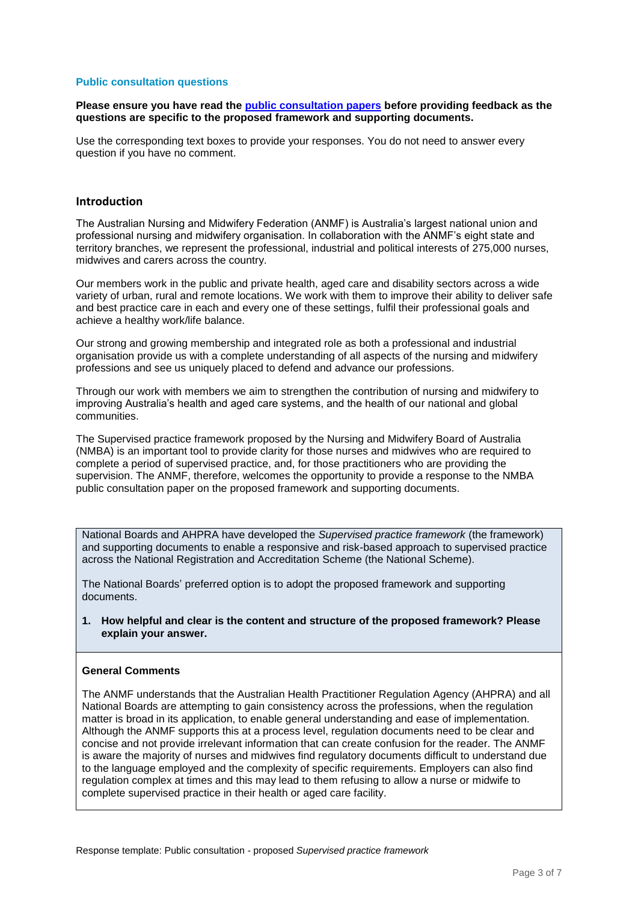### Public consultation questions

**Please ensure you have read the [public consultation papers](public consultation papers) before providing feedback as the questions are specific to the proposed framework and supporting documents.**

Use the corresponding text boxes to provide your responses. You do not need to answer every question if you have no comment.

## Introduction

The Australian Nursing and Midwifery Federation (ANMF) is Australia's largest national union and professional nursing and midwifery organisation. In collaboration with the ANMF's eight state and territory branches, we represent the professional, industrial and political interests of 275,000 nurses, midwives and carers across the country.

Our members work in the public and private health, aged care and disability sectors across a wide variety of urban, rural and remote locations. We work with them to improve their ability to deliver safe and best practice care in each and every one of these settings, fulfil their professional goals and achieve a healthy work/life balance.

Our strong and growing membership and integrated role as both a professional and industrial organisation provide us with a complete understanding of all aspects of the nursing and midwifery professions and see us uniquely placed to defend and advance our professions.

Through our work with members we aim to strengthen the contribution of nursing and midwifery to improving Australia's health and aged care systems, and the health of our national and global communities.

The Supervised practice framework proposed by the Nursing and Midwifery Board of Australia (NMBA) is an important tool to provide clarity for those nurses and midwives who are required to complete a period of supervised practice, and, for those practitioners who are providing the supervision. The ANMF, therefore, welcomes the opportunity to provide a response to the NMBA public consultation paper on the proposed framework and supporting documents.

National Boards and AHPRA have developed the *Supervised practice framework* (the framework) and supporting documents to enable a responsive and risk-based approach to supervised practice across the National Registration and Accreditation Scheme (the National Scheme).

The National Boards' preferred option is to adopt the proposed framework and supporting documents.

**1. How helpful and clear is the content and structure of the proposed framework? Please explain your answer.**

**General Comments**

The ANMF understands that the Australian Health Practitioner Regulation Agency (AHPRA) and all National Boards are attempting to gain consistency across the professions, when the regulation matter is broad in its application, to enable general understanding and ease of implementation. Although the ANMF supports this at a process level, regulation documents need to be clear and concise and not provide irrelevant information that can create confusion for the reader. The ANMF is aware the majority of nurses and midwives find regulatory documents difficult to understand due to the language employed and the complexity of specific requirements. Employers can also find regulation complex at times and this may lead to them refusing to allow a nurse or midwife to complete supervised practice in their health or aged care facility.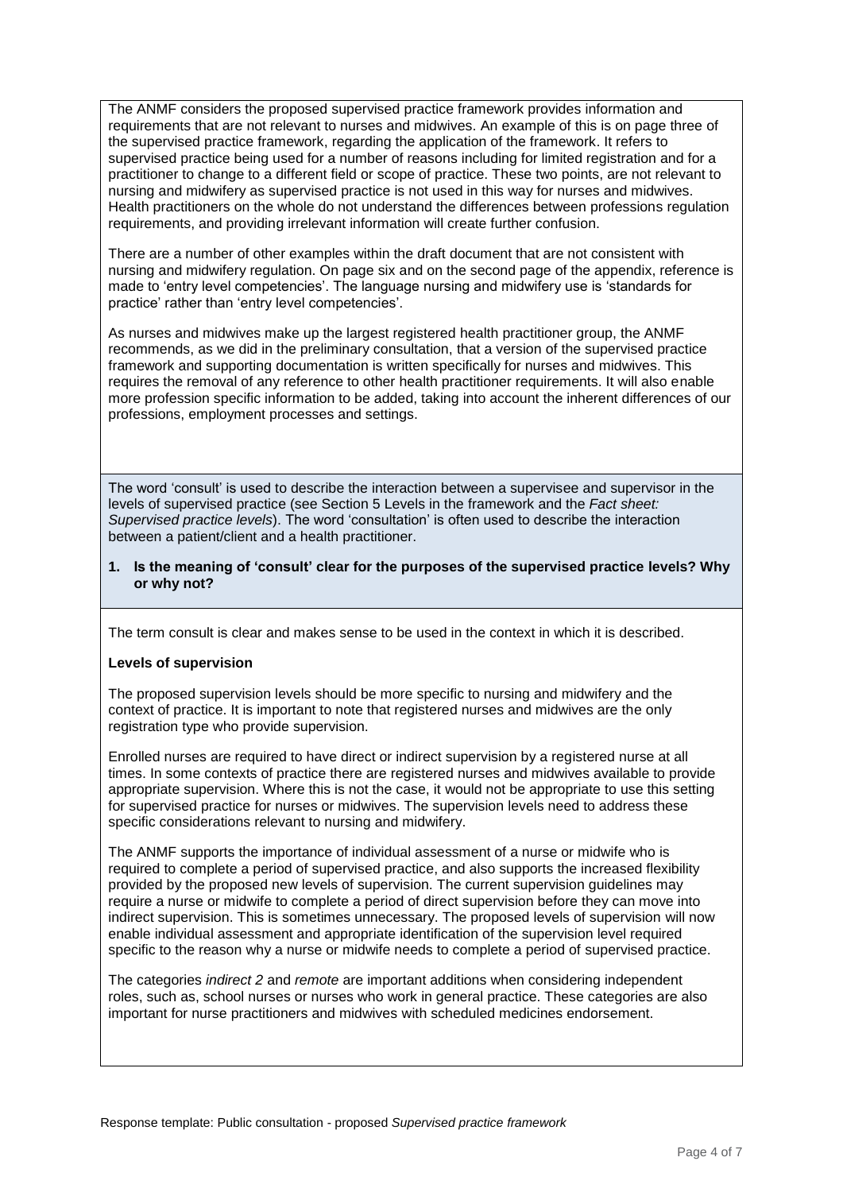The ANMF considers the proposed supervised practice framework provides information and requirements that are not relevant to nurses and midwives. An example of this is on page three of the supervised practice framework, regarding the application of the framework. It refers to supervised practice being used for a number of reasons including for limited registration and for a practitioner to change to a different field or scope of practice. These two points, are not relevant to nursing and midwifery as supervised practice is not used in this way for nurses and midwives. Health practitioners on the whole do not understand the differences between professions regulation requirements, and providing irrelevant information will create further confusion.

There are a number of other examples within the draft document that are not consistent with nursing and midwifery regulation. On page six and on the second page of the appendix, reference is made to 'entry level competencies'. The language nursing and midwifery use is 'standards for practice' rather than 'entry level competencies'.

As nurses and midwives make up the largest registered health practitioner group, the ANMF recommends, as we did in the preliminary consultation, that a version of the supervised practice framework and supporting documentation is written specifically for nurses and midwives. This requires the removal of any reference to other health practitioner requirements. It will also enable more profession specific information to be added, taking into account the inherent differences of our professions, employment processes and settings.

The word 'consult' is used to describe the interaction between a supervisee and supervisor in the levels of supervised practice (see Section 5 Levels in the framework and the *Fact sheet: Supervised practice levels*). The word 'consultation' is often used to describe the interaction between a patient/client and a health practitioner.

**1. Is the meaning of 'consult' clear for the purposes of the supervised practice levels? Why or why not?**

The term consult is clear and makes sense to be used in the context in which it is described.

**Levels of supervision**

The proposed supervision levels should be more specific to nursing and midwifery and the context of practice. It is important to note that registered nurses and midwives are the only registration type who provide supervision.

Enrolled nurses are required to have direct or indirect supervision by a registered nurse at all times. In some contexts of practice there are registered nurses and midwives available to provide appropriate supervision. Where this is not the case, it would not be appropriate to use this setting for supervised practice for nurses or midwives. The supervision levels need to address these specific considerations relevant to nursing and midwifery.

The ANMF supports the importance of individual assessment of a nurse or midwife who is required to complete a period of supervised practice, and also supports the increased flexibility provided by the proposed new levels of supervision. The current supervision guidelines may require a nurse or midwife to complete a period of direct supervision before they can move into indirect supervision. This is sometimes unnecessary. The proposed levels of supervision will now enable individual assessment and appropriate identification of the supervision level required specific to the reason why a nurse or midwife needs to complete a period of supervised practice.

The categories *indirect 2* and *remote* are important additions when considering independent roles, such as, school nurses or nurses who work in general practice. These categories are also important for nurse practitioners and midwives with scheduled medicines endorsement.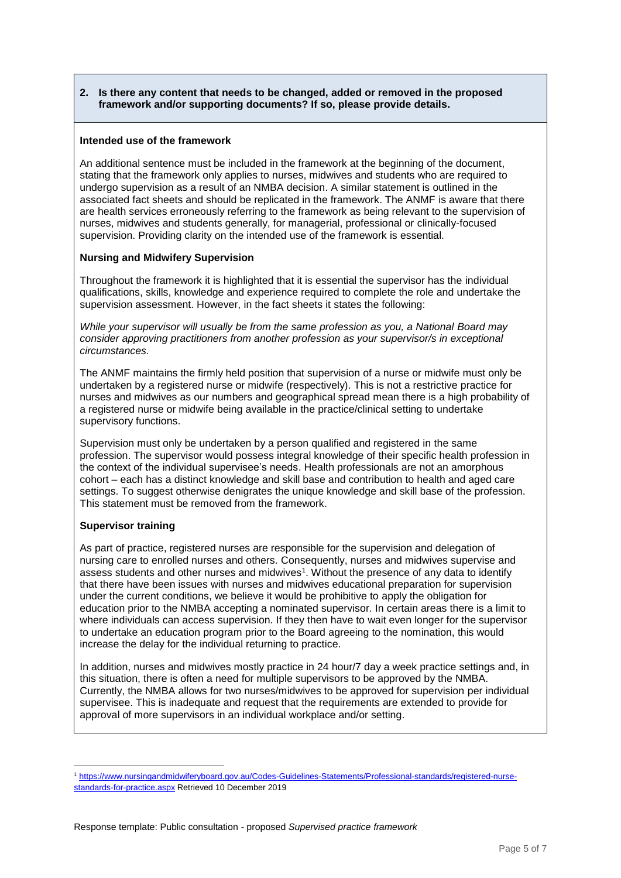**2. Is there any content that needs to be changed, added or removed in the proposed framework and/or supporting documents? If so, please provide details.**

**Intended use of the framework**

An additional sentence must be included in the framework at the beginning of the document, stating that the framework only applies to nurses, midwives and students who are required to undergo supervision as a result of an NMBA decision. A similar statement is outlined in the associated fact sheets and should be replicated in the framework. The ANMF is aware that there are health services erroneously referring to the framework as being relevant to the supervision of nurses, midwives and students generally, for managerial, professional or clinically-focused supervision. Providing clarity on the intended use of the framework is essential.

**Nursing and Midwifery Supervision**

Throughout the framework it is highlighted that it is essential the supervisor has the individual qualifications, skills, knowledge and experience required to complete the role and undertake the supervision assessment. However, in the fact sheets it states the following:

*While your supervisor will usually be from the same profession as you, a National Board may consider approving practitioners from another profession as your supervisor/s in exceptional circumstances.*

The ANMF maintains the firmly held position that supervision of a nurse or midwife must only be undertaken by a registered nurse or midwife (respectively). This is not a restrictive practice for nurses and midwives as our numbers and geographical spread mean there is a high probability of a registered nurse or midwife being available in the practice/clinical setting to undertake supervisory functions.

Supervision must only be undertaken by a person qualified and registered in the same profession. The supervisor would possess integral knowledge of their specific health profession in the context of the individual supervisee's needs. Health professionals are not an amorphous cohort – each has a distinct knowledge and skill base and contribution to health and aged care settings. To suggest otherwise denigrates the unique knowledge and skill base of the profession. This statement must be removed from the framework.

**Supervisor training**

As part of practice, registered nurses are responsible for the supervision and delegation of nursing care to enrolled nurses and others. Consequently, nurses and midwives supervise and assess students and other nurses and midwives[1]. Without the presence of any data to identify that there have been issues with nurses and midwives educational preparation for supervision under the current conditions, we believe it wound be prohibitive to apply the obligation for education prior to the NMBA accepting a nominated supervisor. In certain areas there is a limit to where individuals can access supervision. If they then have to wait even longer for the supervisor to undertake an education program prior to the Board agreeing to the nomination, this would increase the delay for the individual returning to practice.

In addition, nurses and midwives mostly practice in 24 hour/7 day a week practice settings and, in this situation, there is often a need for multiple supervisors to be approved by the NMBA. Currently, the NMBA allows for two nurses/midwives to be approved for supervision per individual supervisee. This is inadequate and request that the requirements are extended to provide for approval of more supervisors in an individual workplace and/or setting.

---

[1] https://www.nursingandmidwiferyboard.gov.au/Codes-Guidelines-Statements/Professional-standards/registered-nurse-standards-for-practice.aspx Retrieved 10 December 2019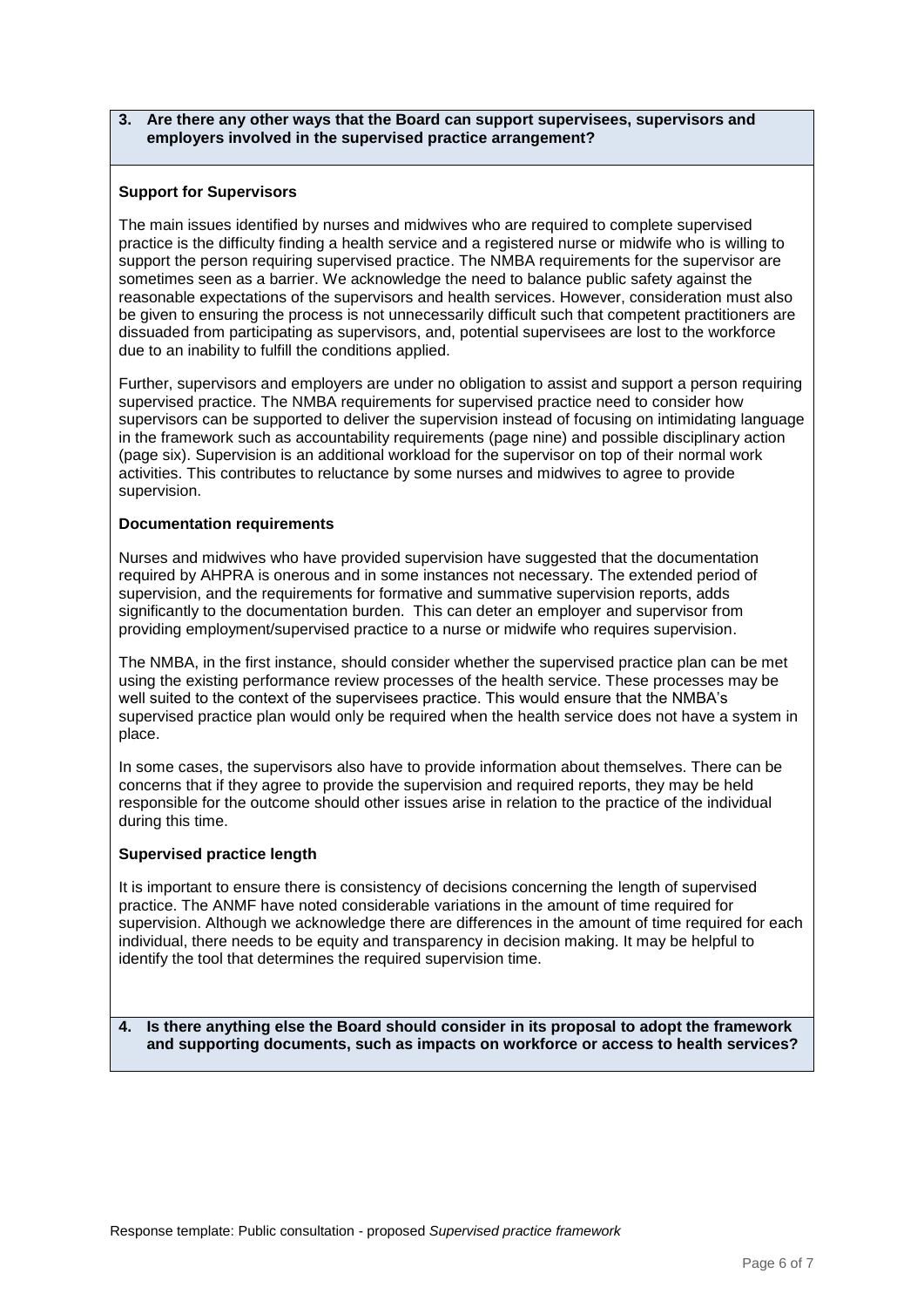**3. Are there any other ways that the Board can support supervisees, supervisors and employers involved in the supervised practice arrangement?**

**Support for Supervisors**

The main issues identified by nurses and midwives who are required to complete supervised practice is the difficulty finding a health service and a registered nurse or midwife who is willing to support the person requiring supervised practice. The NMBA requirements for the supervisor are sometimes seen as a barrier. We acknowledge the need to balance public safety against the reasonable expectations of the supervisors and health services. However, consideration must also be given to ensuring the process is not unnecessarily difficult such that competent practitioners are dissuaded from participating as supervisors, and, potential supervisees are lost to the workforce due to an inability to fulfill the conditions applied.

Further, supervisors and employers are under no obligation to assist and support a person requiring supervised practice. The NMBA requirements for supervised practice need to consider how supervisors can be supported to deliver the supervision instead of focusing on intimidating language in the framework such as accountability requirements (page nine) and possible disciplinary action (page six). Supervision is an additional workload for the supervisor on top of their normal work activities. This contributes to reluctance by some nurses and midwives to agree to provide supervision.

**Documentation requirements**

Nurses and midwives who have provided supervision have suggested that the documentation required by AHPRA is onerous and in some instances not necessary. The extended period of supervision, and the requirements for formative and summative supervision reports, adds significantly to the documentation burden. This can deter an employer and supervisor from providing employment/supervised practice to a nurse or midwife who requires supervision.

The NMBA, in the first instance, should consider whether the supervised practice plan can be met using the existing performance review processes of the health service. These processes may be well suited to the context of the supervisees practice. This would ensure that the NMBA's supervised practice plan would only be required when the health service does not have a system in place.

In some cases, the supervisors also have to provide information about themselves. There can be concerns that if they agree to provide the supervision and required reports, they may be held responsible for the outcome should other issues arise in relation to the practice of the individual during this time.

**Supervised practice length**

It is important to ensure there is consistency of decisions concerning the length of supervised practice. The ANMF have noted considerable variations in the amount of time required for supervision. Although we acknowledge there are differences in the amount of time required for each individual, there needs to be equity and transparency in decision making. It may be helpful to identify the tool that determines the required supervision time.

**4. Is there anything else the Board should consider in its proposal to adopt the framework and supporting documents, such as impacts on workforce or access to health services?**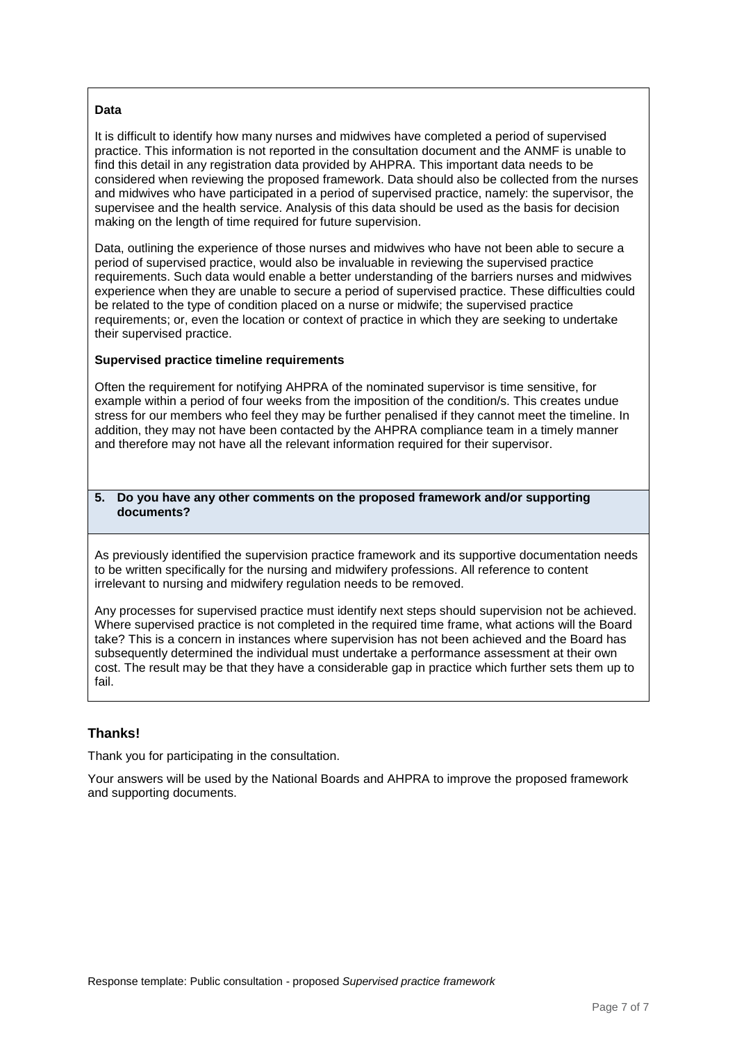**Data**

It is difficult to identify how many nurses and midwives have completed a period of supervised practice. This information is not reported in the consultation document and the ANMF is unable to find this detail in any registration data provided by AHPRA. This important data needs to be considered when reviewing the proposed framework. Data should also be collected from the nurses and midwives who have participated in a period of supervised practice, namely: the supervisor, the supervisee and the health service. Analysis of this data should be used as the basis for decision making on the length of time required for future supervision.

Data, outlining the experience of those nurses and midwives who have not been able to secure a period of supervised practice, would also be invaluable in reviewing the supervised practice requirements. Such data would enable a better understanding of the barriers nurses and midwives experience when they are unable to secure a period of supervised practice. These difficulties could be related to the type of condition placed on a nurse or midwife; the supervised practice requirements; or, even the location or context of practice in which they are seeking to undertake their supervised practice.

**Supervised practice timeline requirements**

Often the requirement for notifying AHPRA of the nominated supervisor is time sensitive, for example within a period of four weeks from the imposition of the condition/s. This creates undue stress for our members who feel they may be further penalised if they cannot meet the timeline. In addition, they may not have been contacted by the AHPRA compliance team in a timely manner and therefore may not have all the relevant information required for their supervisor.

**5. Do you have any other comments on the proposed framework and/or supporting documents?**

As previously identified the supervision practice framework and its supportive documentation needs to be written specifically for the nursing and midwifery professions. All reference to content irrelevant to nursing and midwifery regulation needs to be removed.

Any processes for supervised practice must identify next steps should supervision not be achieved. Where supervised practice is not completed in the required time frame, what actions will the Board take? This is a concern in instances where supervision has not been achieved and the Board has subsequently determined the individual must undertake a performance assessment at their own cost. The result may be that they have a considerable gap in practice which further sets them up to fail.

## Thanks!

Thank you for participating in the consultation.

Your answers will be used by the National Boards and AHPRA to improve the proposed framework and supporting documents.